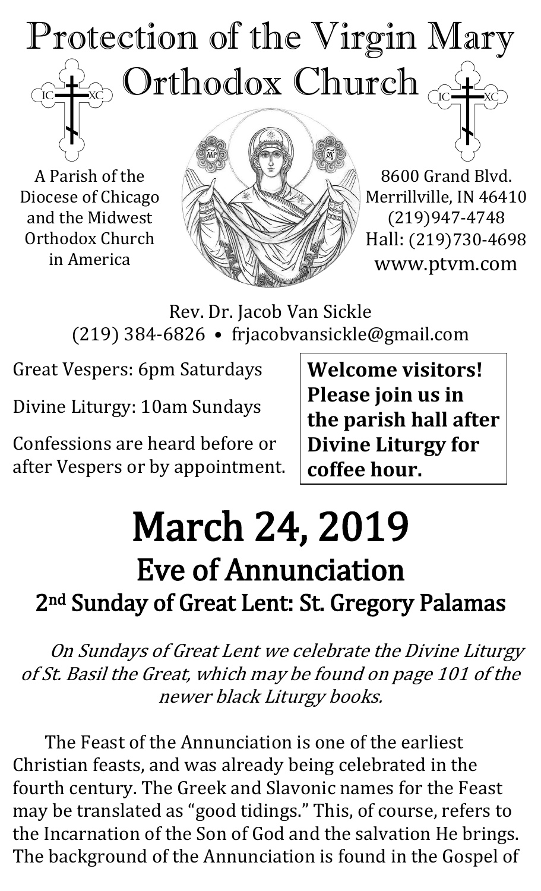# Protection of the Virgin Mary Orthodox Church

A Parish of the Diocese of Chicago and the Midwest Orthodox Church in America

8600 Grand Blvd.
Merrillville, IN 46410
(219)947-4748
Hall: (219)730-4698
www.ptvm.com

Rev. Dr. Jacob Van Sickle
(219) 384-6826 • frjacobvansickle@gmail.com

Great Vespers: 6pm Saturdays

Divine Liturgy: 10am Sundays

Confessions are heard before or after Vespers or by appointment.

**Welcome visitors! Please join us in the parish hall after Divine Liturgy for coffee hour.**

# March 24, 2019

## Eve of Annunciation

### 2nd Sunday of Great Lent: St. Gregory Palamas

*On Sundays of Great Lent we celebrate the Divine Liturgy of St. Basil the Great, which may be found on page 101 of the newer black Liturgy books.*

The Feast of the Annunciation is one of the earliest Christian feasts, and was already being celebrated in the fourth century. The Greek and Slavonic names for the Feast may be translated as "good tidings." This, of course, refers to the Incarnation of the Son of God and the salvation He brings. The background of the Annunciation is found in the Gospel of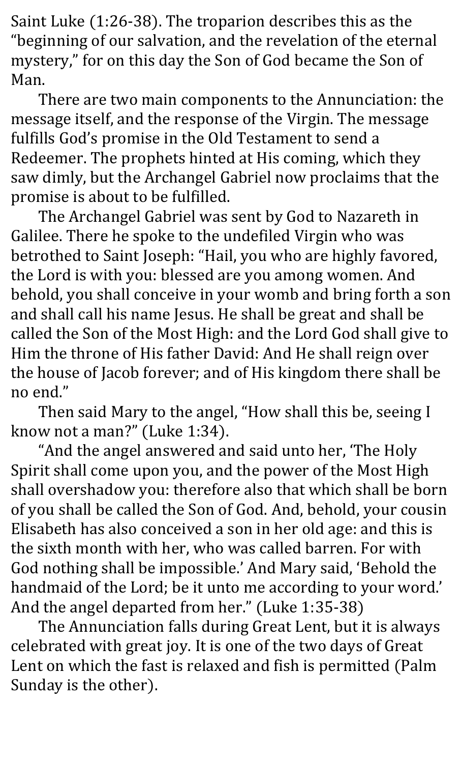Saint Luke (1:26-38). The troparion describes this as the "beginning of our salvation, and the revelation of the eternal mystery," for on this day the Son of God became the Son of Man.

There are two main components to the Annunciation: the message itself, and the response of the Virgin. The message fulfills God's promise in the Old Testament to send a Redeemer. The prophets hinted at His coming, which they saw dimly, but the Archangel Gabriel now proclaims that the promise is about to be fulfilled.

The Archangel Gabriel was sent by God to Nazareth in Galilee. There he spoke to the undefiled Virgin who was betrothed to Saint Joseph: "Hail, you who are highly favored, the Lord is with you: blessed are you among women. And behold, you shall conceive in your womb and bring forth a son and shall call his name Jesus. He shall be great and shall be called the Son of the Most High: and the Lord God shall give to Him the throne of His father David: And He shall reign over the house of Jacob forever; and of His kingdom there shall be no end."

Then said Mary to the angel, "How shall this be, seeing I know not a man?" (Luke 1:34).

"And the angel answered and said unto her, 'The Holy Spirit shall come upon you, and the power of the Most High shall overshadow you: therefore also that which shall be born of you shall be called the Son of God. And, behold, your cousin Elisabeth has also conceived a son in her old age: and this is the sixth month with her, who was called barren. For with God nothing shall be impossible.' And Mary said, 'Behold the handmaid of the Lord; be it unto me according to your word.' And the angel departed from her." (Luke 1:35-38)

The Annunciation falls during Great Lent, but it is always celebrated with great joy. It is one of the two days of Great Lent on which the fast is relaxed and fish is permitted (Palm Sunday is the other).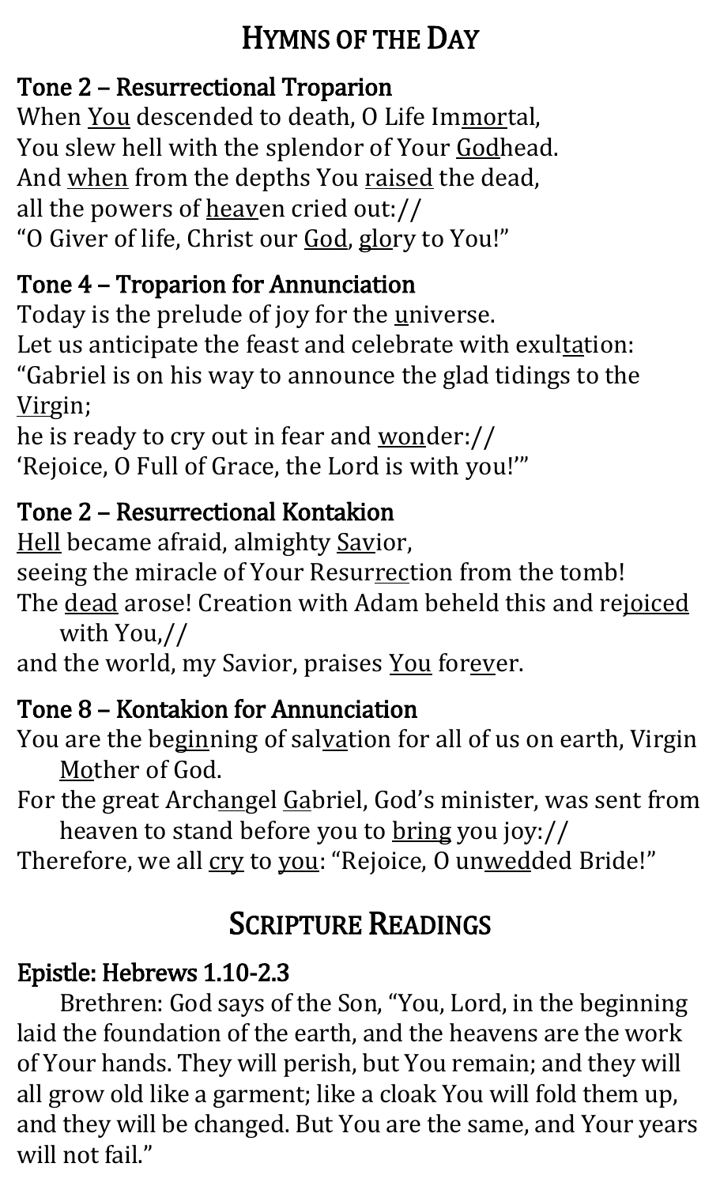# Hymns of the Day

## Tone 2 – Resurrectional Troparion

When <u>You</u> descended to death, O Life Im<u>mor</u>tal,
You slew hell with the splendor of Your <u>God</u>head.
And <u>when</u> from the depths You <u>raised</u> the dead,
all the powers of <u>heav</u>en cried out://
"O Giver of life, Christ our <u>God</u>, <u>glo</u>ry to You!"

## Tone 4 – Troparion for Annunciation

Today is the prelude of joy for the <u>u</u>niverse.
Let us anticipate the feast and celebrate with exul<u>ta</u>tion:
"Gabriel is on his way to announce the glad tidings to the <u>Vir</u>gin;
he is ready to cry out in fear and <u>won</u>der://
'Rejoice, O Full of Grace, the Lord is with you!'"

## Tone 2 – Resurrectional Kontakion

<u>Hell</u> became afraid, almighty <u>Sav</u>ior,
seeing the miracle of Your Resur<u>rec</u>tion from the tomb!
The <u>dead</u> arose! Creation with Adam beheld this and re<u>joiced</u> with You,//
and the world, my Savior, praises <u>You</u> for<u>ev</u>er.

## Tone 8 – Kontakion for Annunciation

You are the beg<u>in</u>ning of sal<u>va</u>tion for all of us on earth, Virgin <u>Mo</u>ther of God.
For the great Arch<u>an</u>gel <u>Ga</u>briel, God's minister, was sent from heaven to stand before you to <u>bring</u> you joy://
Therefore, we all <u>cry</u> to <u>you</u>: "Rejoice, O un<u>wed</u>ded Bride!"

# Scripture Readings

## Epistle: Hebrews 1.10-2.3

Brethren: God says of the Son, "You, Lord, in the beginning laid the foundation of the earth, and the heavens are the work of Your hands. They will perish, but You remain; and they will all grow old like a garment; like a cloak You will fold them up, and they will be changed. But You are the same, and Your years will not fail."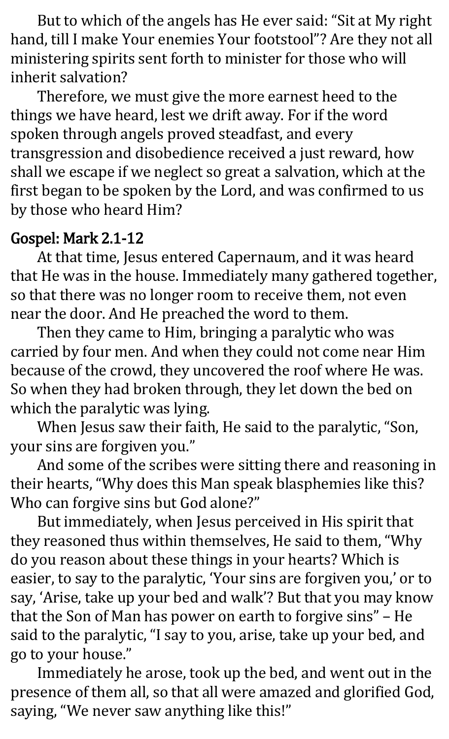But to which of the angels has He ever said: "Sit at My right hand, till I make Your enemies Your footstool"? Are they not all ministering spirits sent forth to minister for those who will inherit salvation?

Therefore, we must give the more earnest heed to the things we have heard, lest we drift away. For if the word spoken through angels proved steadfast, and every transgression and disobedience received a just reward, how shall we escape if we neglect so great a salvation, which at the first began to be spoken by the Lord, and was confirmed to us by those who heard Him?

**Gospel: Mark 2.1-12**

At that time, Jesus entered Capernaum, and it was heard that He was in the house. Immediately many gathered together, so that there was no longer room to receive them, not even near the door. And He preached the word to them.

Then they came to Him, bringing a paralytic who was carried by four men. And when they could not come near Him because of the crowd, they uncovered the roof where He was. So when they had broken through, they let down the bed on which the paralytic was lying.

When Jesus saw their faith, He said to the paralytic, "Son, your sins are forgiven you."

And some of the scribes were sitting there and reasoning in their hearts, "Why does this Man speak blasphemies like this? Who can forgive sins but God alone?"

But immediately, when Jesus perceived in His spirit that they reasoned thus within themselves, He said to them, "Why do you reason about these things in your hearts? Which is easier, to say to the paralytic, 'Your sins are forgiven you,' or to say, 'Arise, take up your bed and walk'? But that you may know that the Son of Man has power on earth to forgive sins" – He said to the paralytic, "I say to you, arise, take up your bed, and go to your house."

Immediately he arose, took up the bed, and went out in the presence of them all, so that all were amazed and glorified God, saying, "We never saw anything like this!"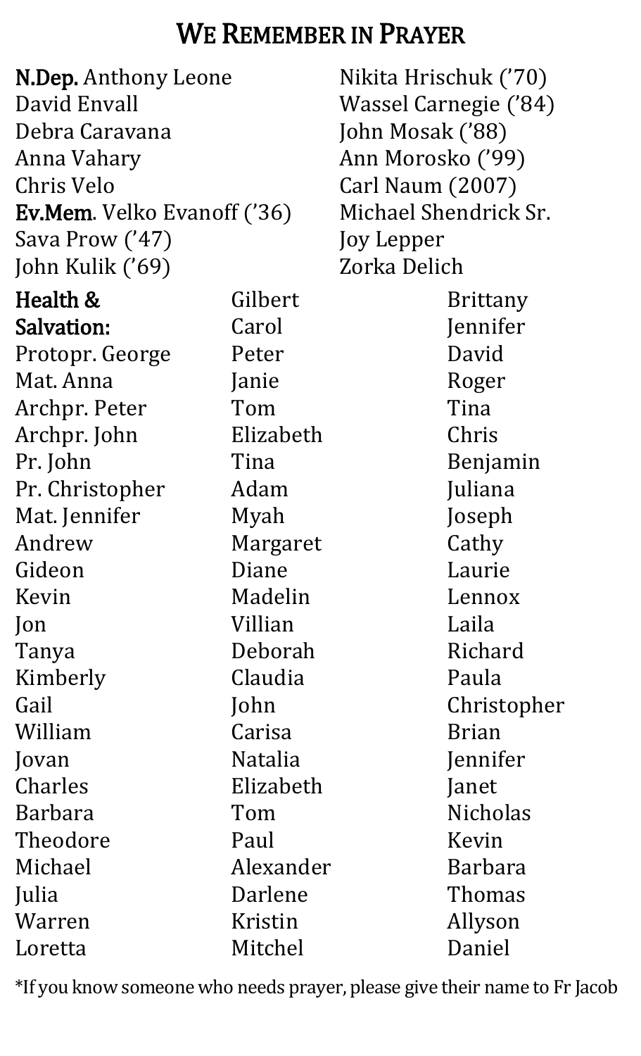# We Remember in Prayer

**N.Dep.** Anthony Leone
David Envall
Debra Caravana
Anna Vahary
Chris Velo
**Ev.Mem**. Velko Evanoff ('36)
Sava Prow ('47)
John Kulik ('69)
Nikita Hrischuk ('70)
Wassel Carnegie ('84)
John Mosak ('88)
Ann Morosko ('99)
Carl Naum (2007)
Michael Shendrick Sr.
Joy Lepper
Zorka Delich

**Health & Salvation:**
Protopr. George
Mat. Anna
Archpr. Peter
Archpr. John
Pr. John
Pr. Christopher
Mat. Jennifer
Andrew
Gideon
Kevin
Jon
Tanya
Kimberly
Gail
William
Jovan
Charles
Barbara
Theodore
Michael
Julia
Warren
Loretta
Gilbert
Carol
Peter
Janie
Tom
Elizabeth
Tina
Adam
Myah
Margaret
Diane
Madelin
Villian
Deborah
Claudia
John
Carisa
Natalia
Elizabeth
Tom
Paul
Alexander
Darlene
Kristin
Mitchel
Brittany
Jennifer
David
Roger
Tina
Chris
Benjamin
Juliana
Joseph
Cathy
Laurie
Lennox
Laila
Richard
Paula
Christopher
Brian
Jennifer
Janet
Nicholas
Kevin
Barbara
Thomas
Allyson
Daniel

*If you know someone who needs prayer, please give their name to Fr Jacob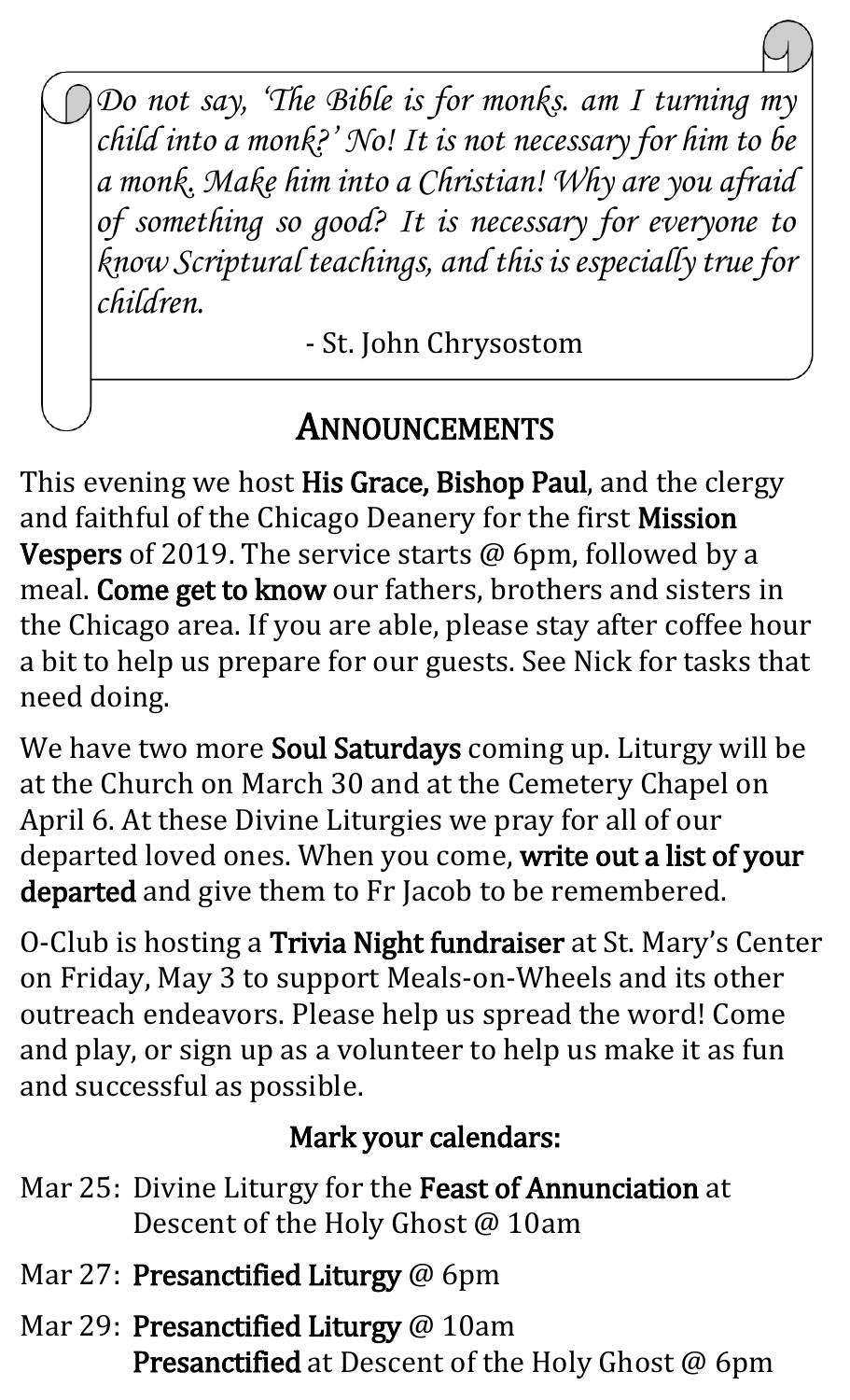*Do not say, 'The Bible is for monks. am I turning my child into a monk?' No! It is not necessary for him to be a monk. Make him into a Christian! Why are you afraid of something so good? It is necessary for everyone to know Scriptural teachings, and this is especially true for children.*

- St. John Chrysostom

## ANNOUNCEMENTS

This evening we host **His Grace, Bishop Paul**, and the clergy and faithful of the Chicago Deanery for the first **Mission Vespers** of 2019. The service starts @ 6pm, followed by a meal. **Come get to know** our fathers, brothers and sisters in the Chicago area. If you are able, please stay after coffee hour a bit to help us prepare for our guests. See Nick for tasks that need doing.

We have two more **Soul Saturdays** coming up. Liturgy will be at the Church on March 30 and at the Cemetery Chapel on April 6. At these Divine Liturgies we pray for all of our departed loved ones. When you come, **write out a list of your departed** and give them to Fr Jacob to be remembered.

O-Club is hosting a **Trivia Night fundraiser** at St. Mary's Center on Friday, May 3 to support Meals-on-Wheels and its other outreach endeavors. Please help us spread the word! Come and play, or sign up as a volunteer to help us make it as fun and successful as possible.

### Mark your calendars:

- Mar 25: Divine Liturgy for the **Feast of Annunciation** at Descent of the Holy Ghost @ 10am
- Mar 27: **Presanctified Liturgy** @ 6pm
- Mar 29: **Presanctified Liturgy** @ 10am
  **Presanctified** at Descent of the Holy Ghost @ 6pm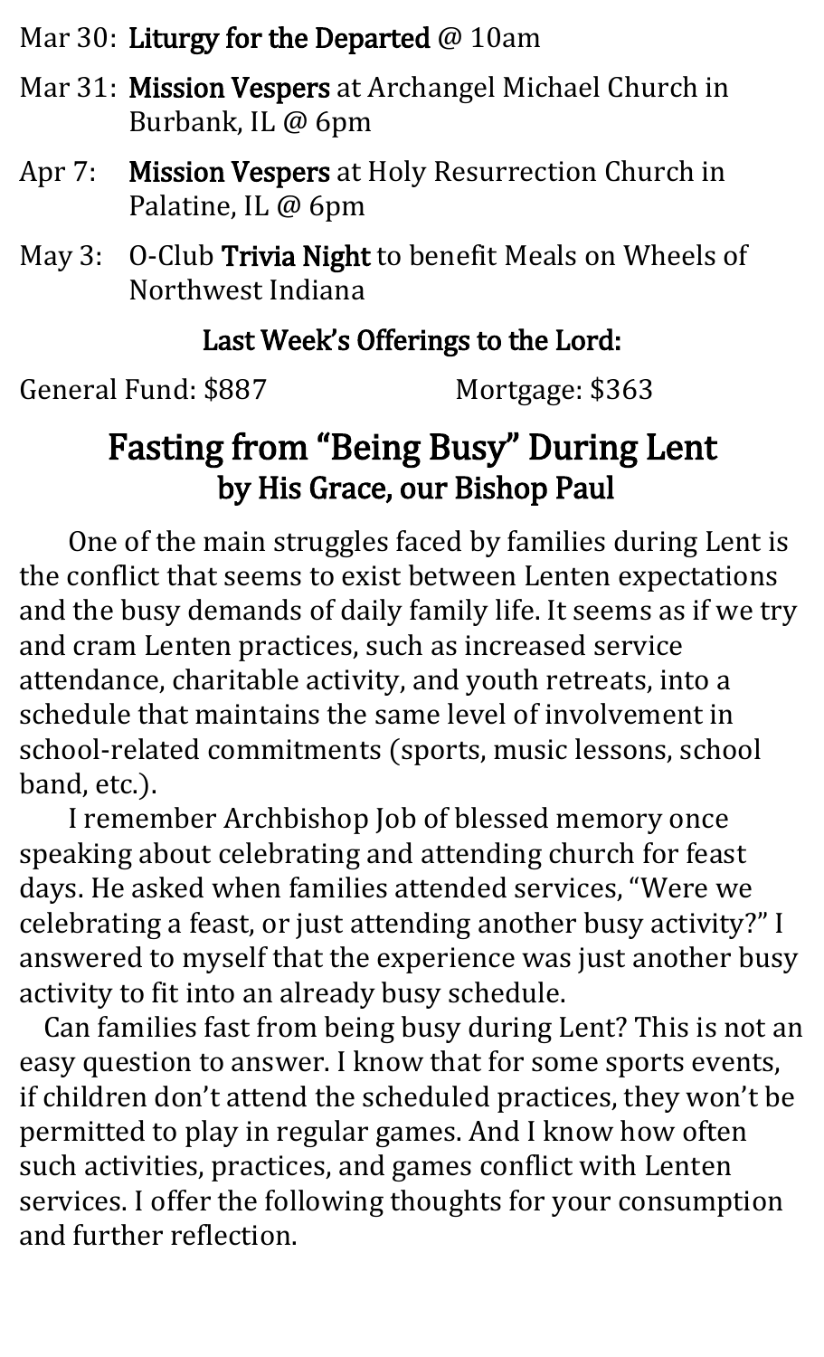Mar 30: **Liturgy for the Departed** @ 10am

Mar 31: **Mission Vespers** at Archangel Michael Church in Burbank, IL @ 6pm

Apr 7: **Mission Vespers** at Holy Resurrection Church in Palatine, IL @ 6pm

May 3: O-Club **Trivia Night** to benefit Meals on Wheels of Northwest Indiana

**Last Week's Offerings to the Lord:**

General Fund: $887 Mortgage: $363

## Fasting from "Being Busy" During Lent
### by His Grace, our Bishop Paul

One of the main struggles faced by families during Lent is the conflict that seems to exist between Lenten expectations and the busy demands of daily family life. It seems as if we try and cram Lenten practices, such as increased service attendance, charitable activity, and youth retreats, into a schedule that maintains the same level of involvement in school-related commitments (sports, music lessons, school band, etc.).

I remember Archbishop Job of blessed memory once speaking about celebrating and attending church for feast days. He asked when families attended services, "Were we celebrating a feast, or just attending another busy activity?" I answered to myself that the experience was just another busy activity to fit into an already busy schedule.

Can families fast from being busy during Lent? This is not an easy question to answer. I know that for some sports events, if children don't attend the scheduled practices, they won't be permitted to play in regular games. And I know how often such activities, practices, and games conflict with Lenten services. I offer the following thoughts for your consumption and further reflection.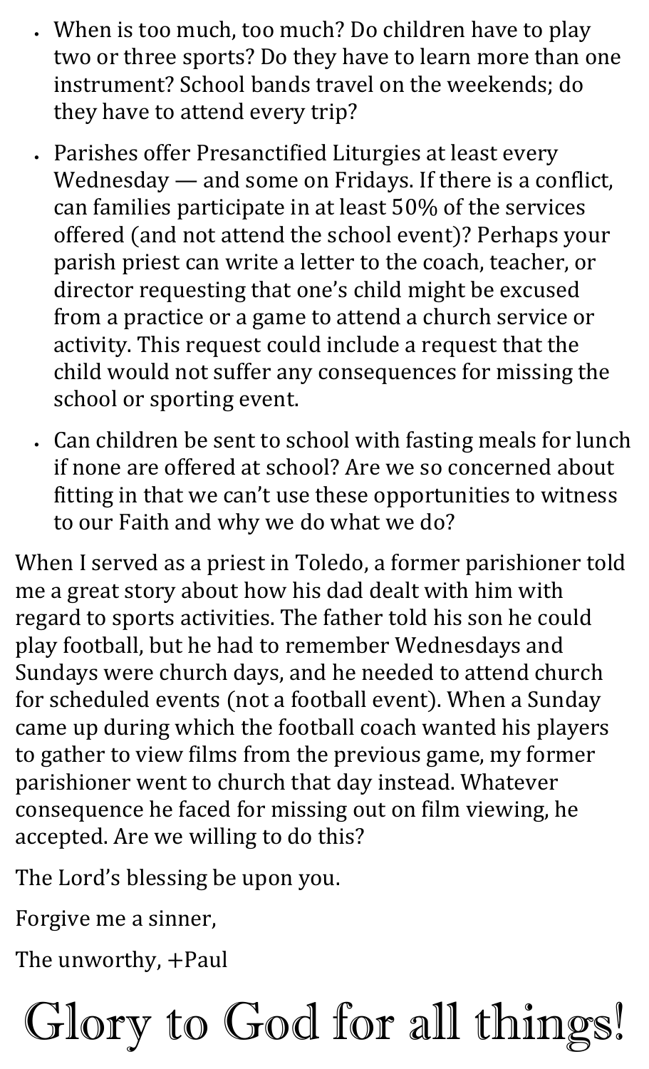- When is too much, too much? Do children have to play two or three sports? Do they have to learn more than one instrument? School bands travel on the weekends; do they have to attend every trip?
- Parishes offer Presanctified Liturgies at least every Wednesday — and some on Fridays. If there is a conflict, can families participate in at least 50% of the services offered (and not attend the school event)? Perhaps your parish priest can write a letter to the coach, teacher, or director requesting that one's child might be excused from a practice or a game to attend a church service or activity. This request could include a request that the child would not suffer any consequences for missing the school or sporting event.
- Can children be sent to school with fasting meals for lunch if none are offered at school? Are we so concerned about fitting in that we can't use these opportunities to witness to our Faith and why we do what we do?

When I served as a priest in Toledo, a former parishioner told me a great story about how his dad dealt with him with regard to sports activities. The father told his son he could play football, but he had to remember Wednesdays and Sundays were church days, and he needed to attend church for scheduled events (not a football event). When a Sunday came up during which the football coach wanted his players to gather to view films from the previous game, my former parishioner went to church that day instead. Whatever consequence he faced for missing out on film viewing, he accepted. Are we willing to do this?

The Lord's blessing be upon you.

Forgive me a sinner,

The unworthy, +Paul

# Glory to God for all things!